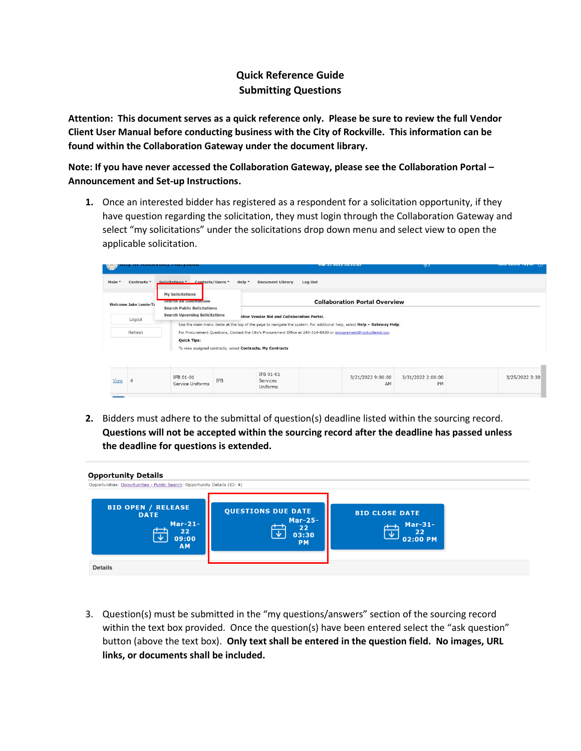# Quick Reference Guide
## Submitting Questions

**Attention: This document serves as a quick reference only. Please be sure to review the full Vendor Client User Manual before conducting business with the City of Rockville. This information can be found within the Collaboration Gateway under the document library.**

**Note: If you have never accessed the Collaboration Gateway, please see the Collaboration Portal – Announcement and Set-up Instructions.**

1. Once an interested bidder has registered as a respondent for a solicitation opportunity, if they have question regarding the solicitation, they must login through the Collaboration Gateway and select "my solicitations" under the solicitations drop down menu and select view to open the applicable solicitation.

2. Bidders must adhere to the submittal of question(s) deadline listed within the sourcing record. **Questions will not be accepted within the sourcing record after the deadline has passed unless the deadline for questions is extended.**

3. Question(s) must be submitted in the "my questions/answers" section of the sourcing record within the text box provided. Once the question(s) have been entered select the "ask question" button (above the text box). **Only text shall be entered in the question field. No images, URL links, or documents shall be included.**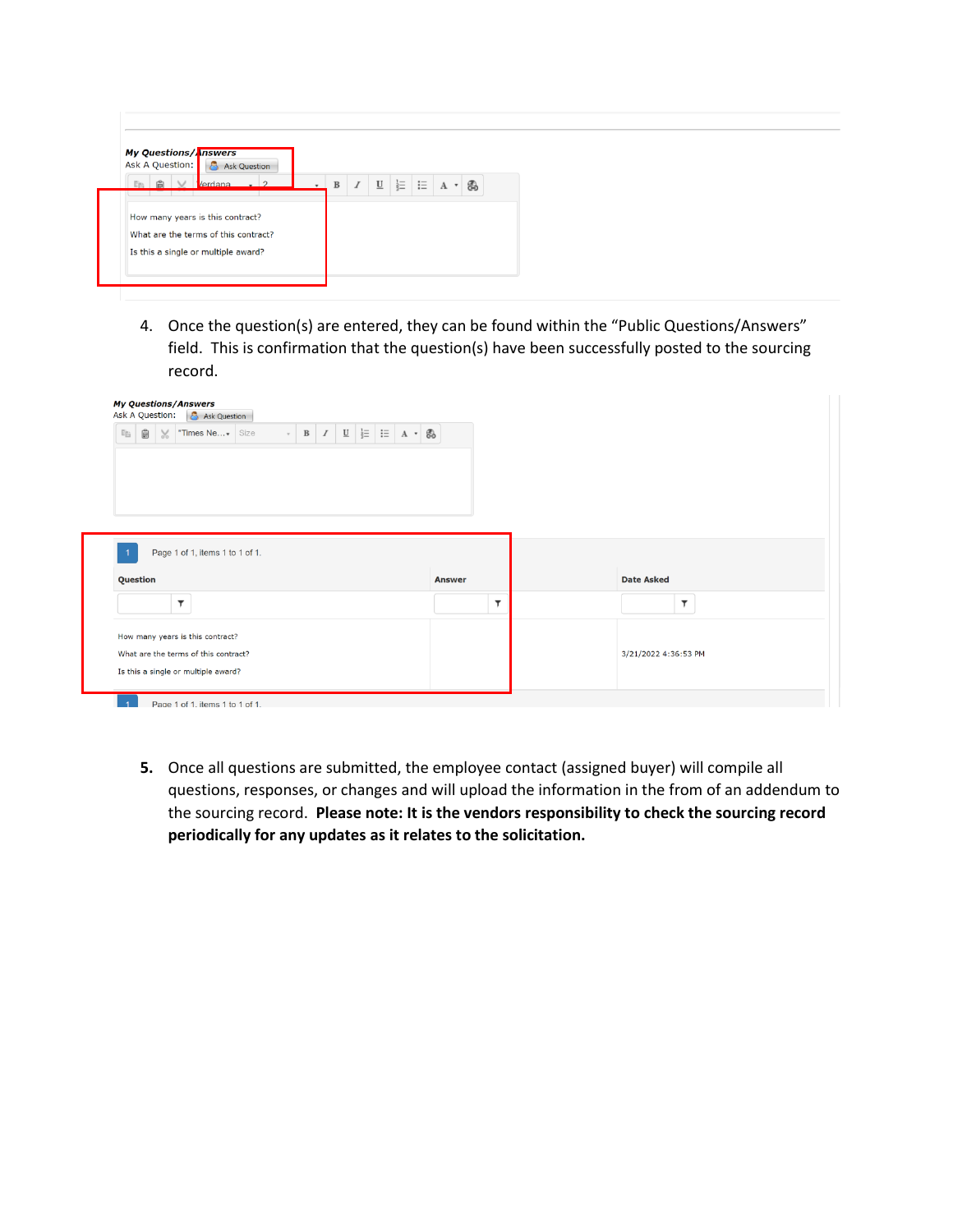My Questions/Answers

Ask A Question: Ask Question

How many years is this contract?

What are the terms of this contract?

Is this a single or multiple award?

4. Once the question(s) are entered, they can be found within the "Public Questions/Answers" field. This is confirmation that the question(s) have been successfully posted to the sourcing record.

My Questions/Answers

Ask A Question: Ask Question

Page 1 of 1, items 1 to 1 of 1.

| Question | Answer | Date Asked |
|---|---|---|
| How many years is this contract? What are the terms of this contract? Is this a single or multiple award? | | 3/21/2022 4:36:53 PM |

Page 1 of 1, items 1 to 1 of 1.

5. Once all questions are submitted, the employee contact (assigned buyer) will compile all questions, responses, or changes and will upload the information in the from of an addendum to the sourcing record. **Please note: It is the vendors responsibility to check the sourcing record periodically for any updates as it relates to the solicitation.**